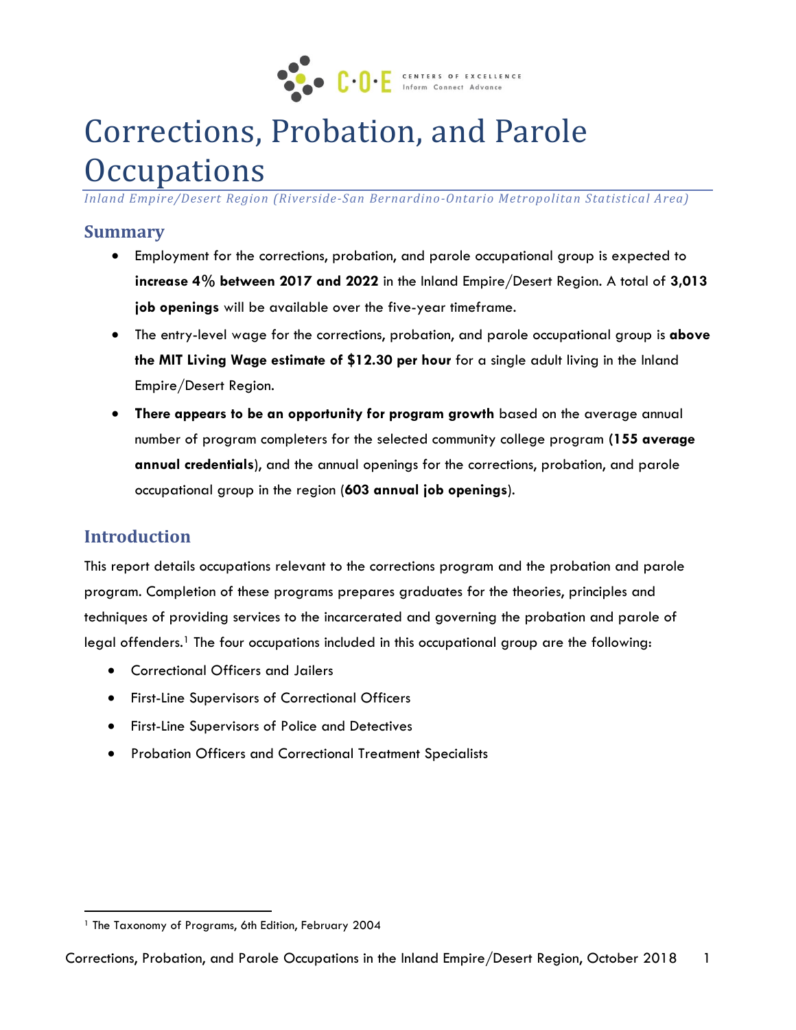# Corrections, Probation, and Parole Occupations

*Inland Empire/Desert Region (Riverside-San Bernardino-Ontario Metropolitan Statistical Area)*

## Summary

- Employment for the corrections, probation, and parole occupational group is expected to **increase 4% between 2017 and 2022** in the Inland Empire/Desert Region. A total of **3,013 job openings** will be available over the five-year timeframe.
- The entry-level wage for the corrections, probation, and parole occupational group is **above the MIT Living Wage estimate of $12.30 per hour** for a single adult living in the Inland Empire/Desert Region.
- **There appears to be an opportunity for program growth** based on the average annual number of program completers for the selected community college program **(155 average annual credentials**), and the annual openings for the corrections, probation, and parole occupational group in the region (**603 annual job openings**).

## Introduction

This report details occupations relevant to the corrections program and the probation and parole program. Completion of these programs prepares graduates for the theories, principles and techniques of providing services to the incarcerated and governing the probation and parole of legal offenders.[1] The four occupations included in this occupational group are the following:

- Correctional Officers and Jailers
- First-Line Supervisors of Correctional Officers
- First-Line Supervisors of Police and Detectives
- Probation Officers and Correctional Treatment Specialists

[1] The Taxonomy of Programs, 6th Edition, February 2004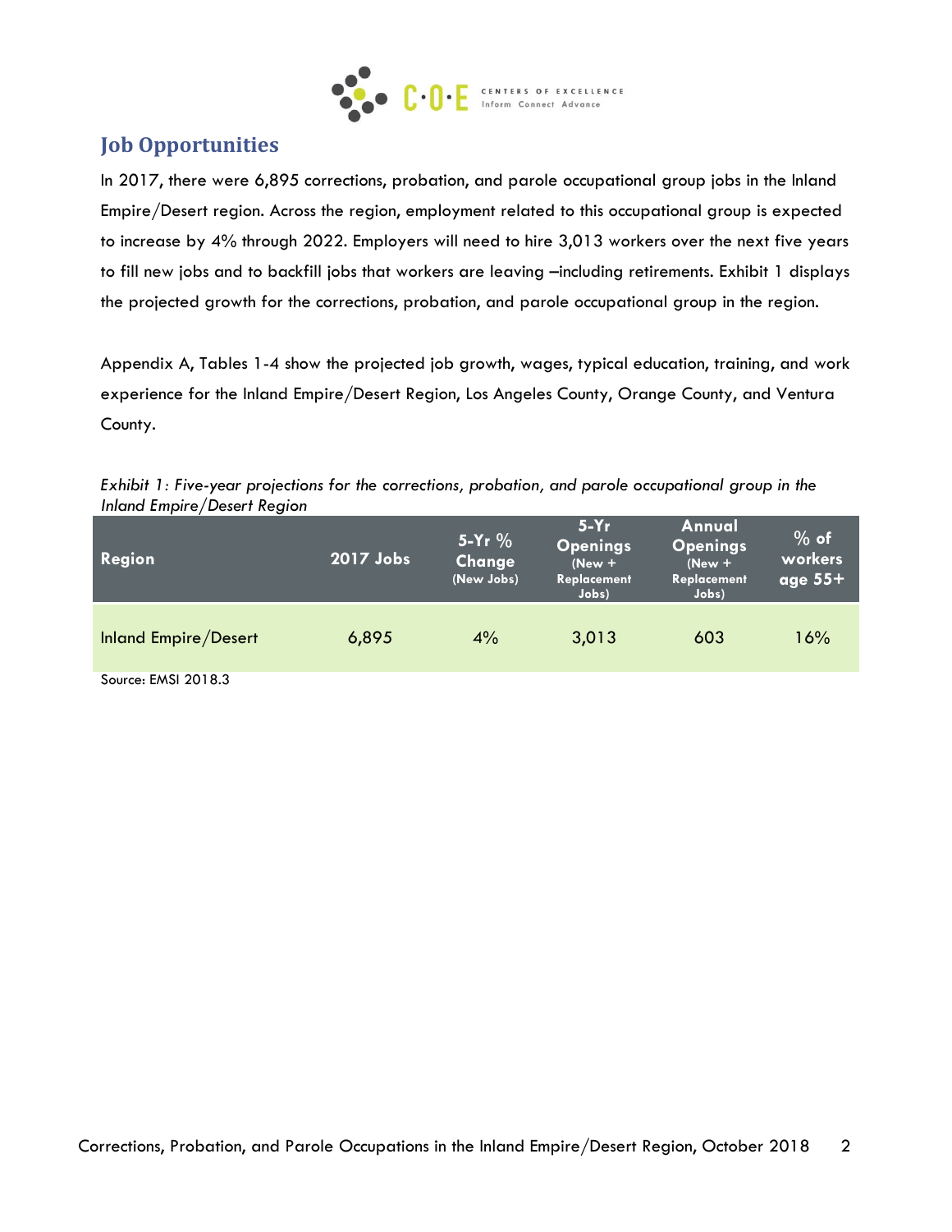## Job Opportunities

In 2017, there were 6,895 corrections, probation, and parole occupational group jobs in the Inland Empire/Desert region. Across the region, employment related to this occupational group is expected to increase by 4% through 2022. Employers will need to hire 3,013 workers over the next five years to fill new jobs and to backfill jobs that workers are leaving –including retirements. Exhibit 1 displays the projected growth for the corrections, probation, and parole occupational group in the region.

Appendix A, Tables 1-4 show the projected job growth, wages, typical education, training, and work experience for the Inland Empire/Desert Region, Los Angeles County, Orange County, and Ventura County.

*Exhibit 1: Five-year projections for the corrections, probation, and parole occupational group in the Inland Empire/Desert Region*

| Region | 2017 Jobs | 5-Yr % Change (New Jobs) | 5-Yr Openings (New + Replacement Jobs) | Annual Openings (New + Replacement Jobs) | % of workers age 55+ |
|---|---|---|---|---|---|
| Inland Empire/Desert | 6,895 | 4% | 3,013 | 603 | 16% |

Source: EMSI 2018.3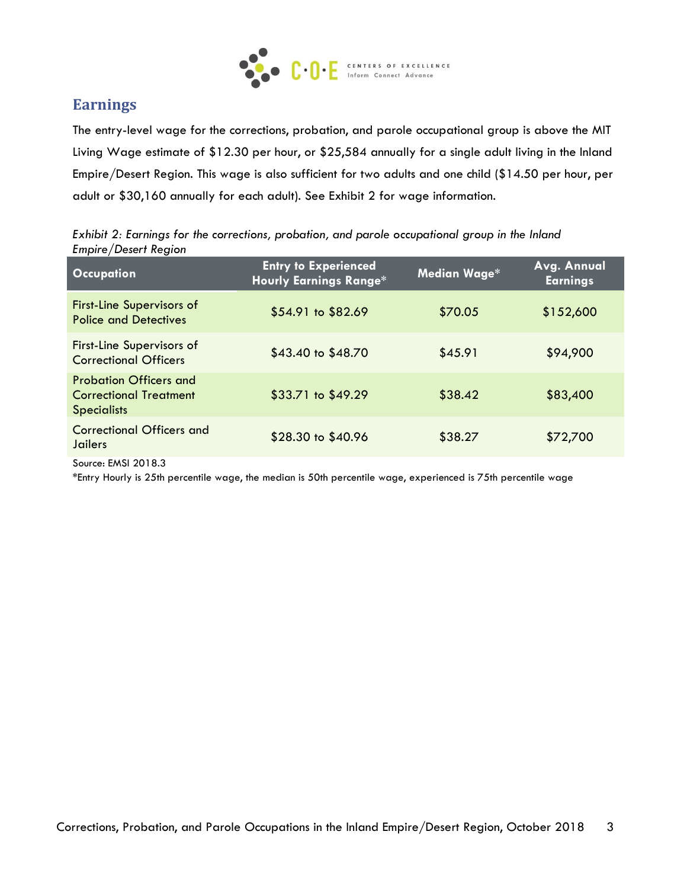## Earnings

The entry-level wage for the corrections, probation, and parole occupational group is above the MIT Living Wage estimate of $12.30 per hour, or $25,584 annually for a single adult living in the Inland Empire/Desert Region. This wage is also sufficient for two adults and one child ($14.50 per hour, per adult or $30,160 annually for each adult). See Exhibit 2 for wage information.

*Exhibit 2: Earnings for the corrections, probation, and parole occupational group in the Inland Empire/Desert Region*

| Occupation | Entry to Experienced Hourly Earnings Range* | Median Wage* | Avg. Annual Earnings |
|---|---|---|---|
| First-Line Supervisors of Police and Detectives | $54.91 to $82.69 | $70.05 | $152,600 |
| First-Line Supervisors of Correctional Officers | $43.40 to $48.70 | $45.91 | $94,900 |
| Probation Officers and Correctional Treatment Specialists | $33.71 to $49.29 | $38.42 | $83,400 |
| Correctional Officers and Jailers | $28.30 to $40.96 | $38.27 | $72,700 |

Source: EMSI 2018.3

*Entry Hourly is 25th percentile wage, the median is 50th percentile wage, experienced is 75th percentile wage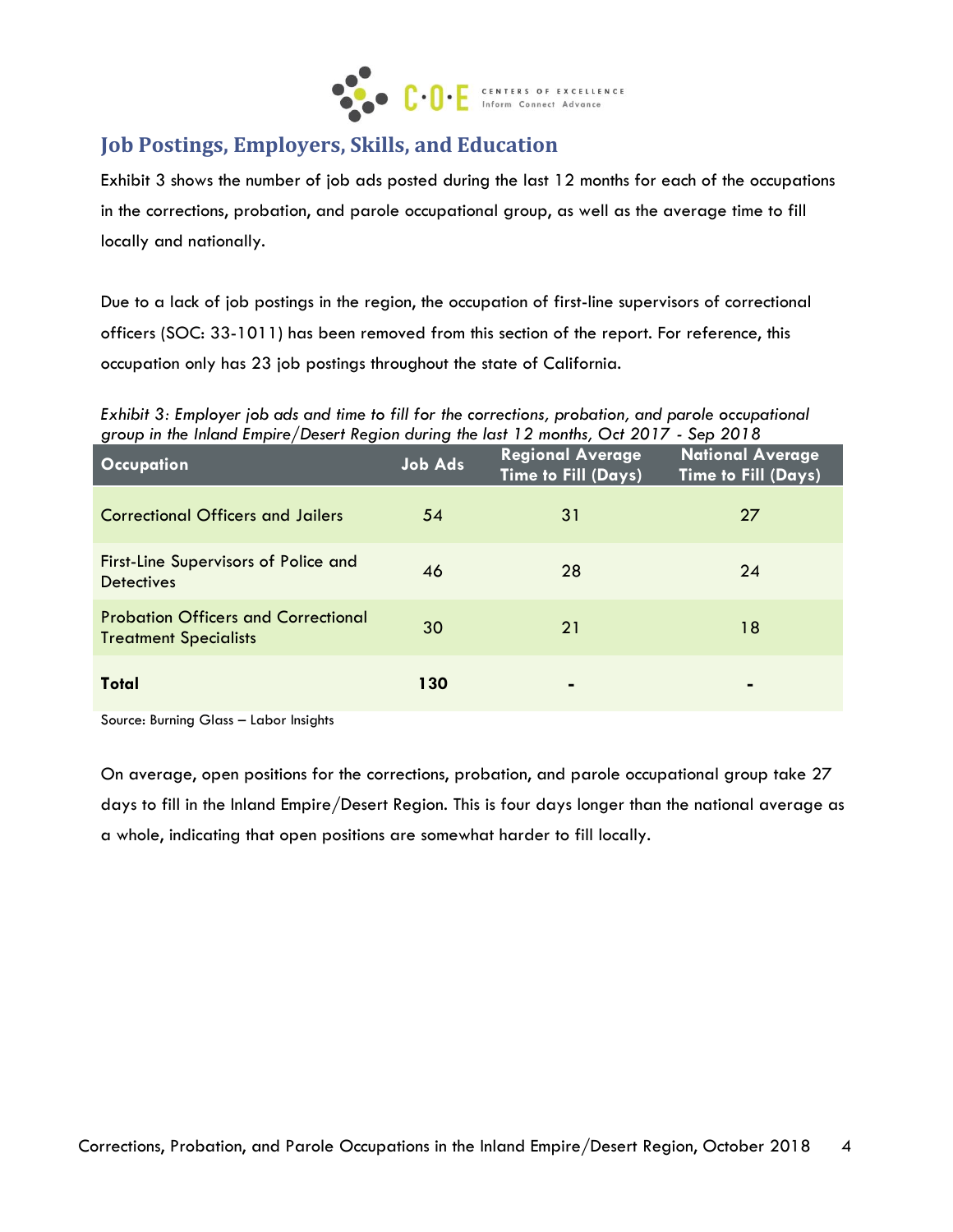## Job Postings, Employers, Skills, and Education

Exhibit 3 shows the number of job ads posted during the last 12 months for each of the occupations in the corrections, probation, and parole occupational group, as well as the average time to fill locally and nationally.

Due to a lack of job postings in the region, the occupation of first-line supervisors of correctional officers (SOC: 33-1011) has been removed from this section of the report. For reference, this occupation only has 23 job postings throughout the state of California.

*Exhibit 3: Employer job ads and time to fill for the corrections, probation, and parole occupational group in the Inland Empire/Desert Region during the last 12 months, Oct 2017 - Sep 2018*

| Occupation | Job Ads | Regional Average Time to Fill (Days) | National Average Time to Fill (Days) |
|---|---|---|---|
| Correctional Officers and Jailers | 54 | 31 | 27 |
| First-Line Supervisors of Police and Detectives | 46 | 28 | 24 |
| Probation Officers and Correctional Treatment Specialists | 30 | 21 | 18 |
| **Total** | **130** | - | - |

Source: Burning Glass – Labor Insights

On average, open positions for the corrections, probation, and parole occupational group take 27 days to fill in the Inland Empire/Desert Region. This is four days longer than the national average as a whole, indicating that open positions are somewhat harder to fill locally.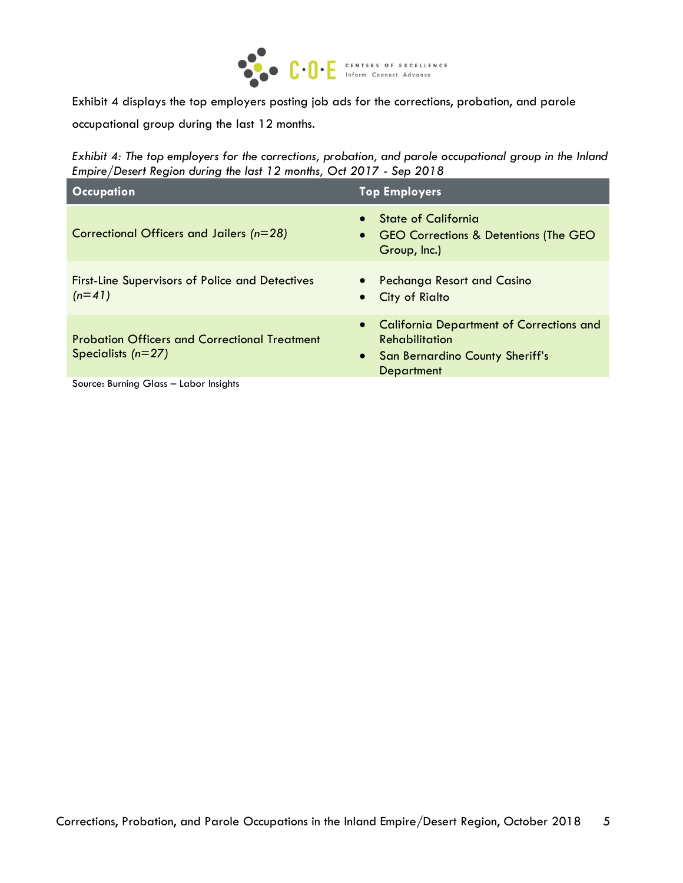Exhibit 4 displays the top employers posting job ads for the corrections, probation, and parole occupational group during the last 12 months.

*Exhibit 4: The top employers for the corrections, probation, and parole occupational group in the Inland Empire/Desert Region during the last 12 months, Oct 2017 - Sep 2018*

| Occupation | Top Employers |
|---|---|
| Correctional Officers and Jailers *(n=28)* | • State of California<br>• GEO Corrections & Detentions (The GEO Group, Inc.) |
| First-Line Supervisors of Police and Detectives *(n=41)* | • Pechanga Resort and Casino<br>• City of Rialto |
| Probation Officers and Correctional Treatment Specialists *(n=27)* | • California Department of Corrections and Rehabilitation<br>• San Bernardino County Sheriff's Department |

Source: Burning Glass – Labor Insights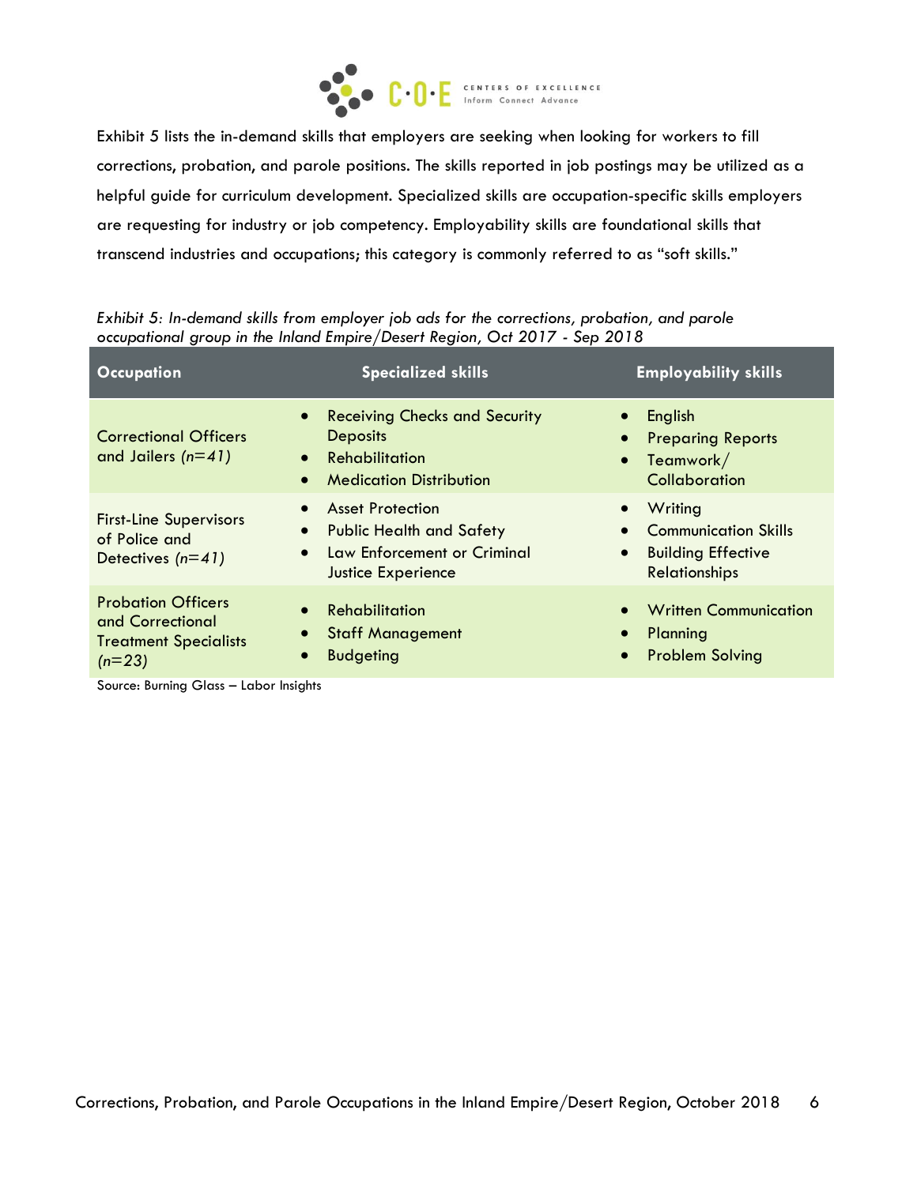Exhibit 5 lists the in-demand skills that employers are seeking when looking for workers to fill corrections, probation, and parole positions. The skills reported in job postings may be utilized as a helpful guide for curriculum development. Specialized skills are occupation-specific skills employers are requesting for industry or job competency. Employability skills are foundational skills that transcend industries and occupations; this category is commonly referred to as "soft skills."

*Exhibit 5: In-demand skills from employer job ads for the corrections, probation, and parole occupational group in the Inland Empire/Desert Region, Oct 2017 - Sep 2018*

| Occupation | Specialized skills | Employability skills |
|---|---|---|
| Correctional Officers and Jailers *(n=41)* | • Receiving Checks and Security Deposits<br>• Rehabilitation<br>• Medication Distribution | • English<br>• Preparing Reports<br>• Teamwork/ Collaboration |
| First-Line Supervisors of Police and Detectives *(n=41)* | • Asset Protection<br>• Public Health and Safety<br>• Law Enforcement or Criminal Justice Experience | • Writing<br>• Communication Skills<br>• Building Effective Relationships |
| Probation Officers and Correctional Treatment Specialists *(n=23)* | • Rehabilitation<br>• Staff Management<br>• Budgeting | • Written Communication<br>• Planning<br>• Problem Solving |

Source: Burning Glass – Labor Insights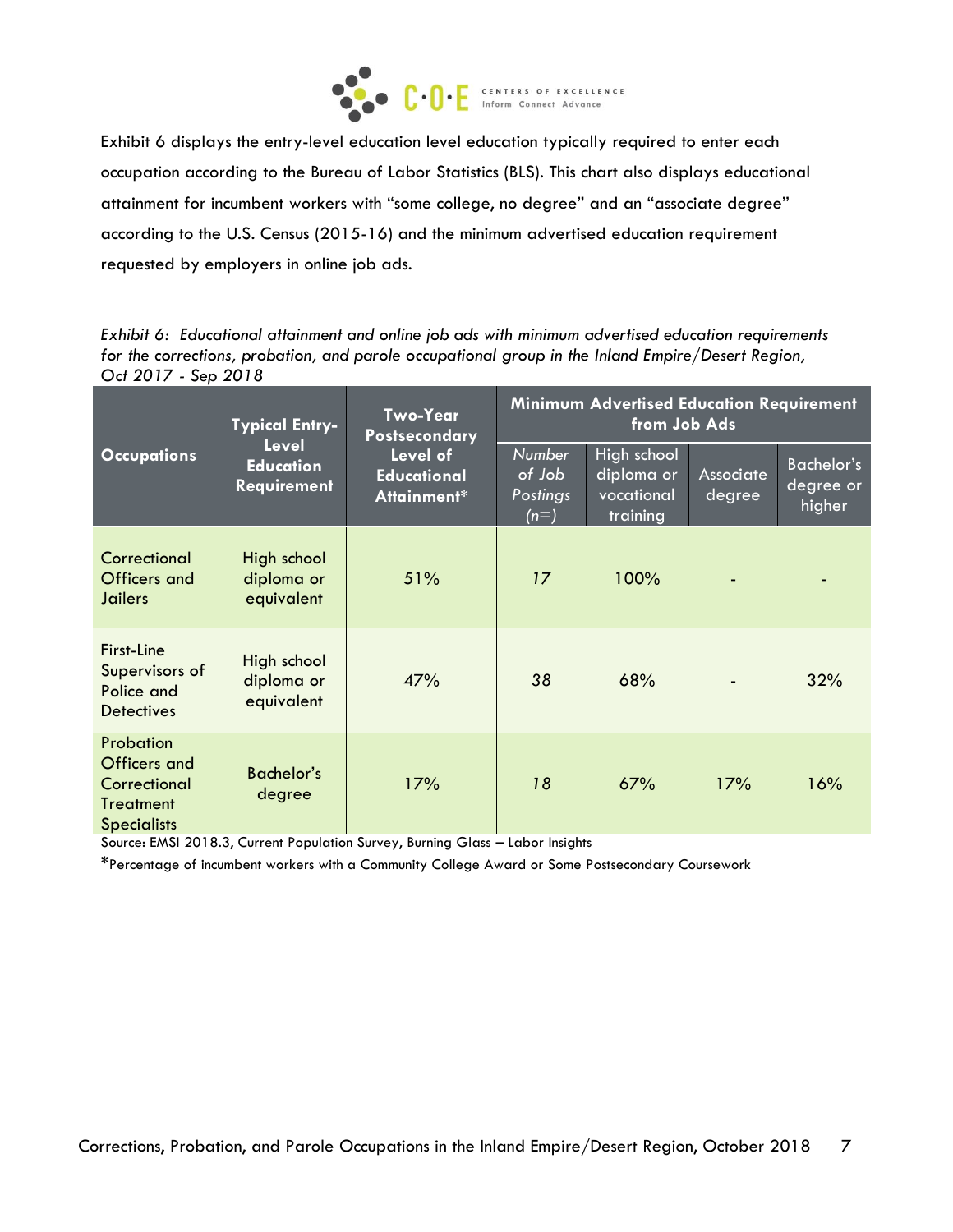Exhibit 6 displays the entry-level education level education typically required to enter each occupation according to the Bureau of Labor Statistics (BLS). This chart also displays educational attainment for incumbent workers with “some college, no degree” and an “associate degree” according to the U.S. Census (2015-16) and the minimum advertised education requirement requested by employers in online job ads.

*Exhibit 6: Educational attainment and online job ads with minimum advertised education requirements for the corrections, probation, and parole occupational group in the Inland Empire/Desert Region, Oct 2017 - Sep 2018*

| Occupations | Typical Entry-Level Education Requirement | Two-Year Postsecondary Level of Educational Attainment* | Minimum Advertised Education Requirement from Job Ads | | | |
|---|---|---|---|---|---|---|
| | | | *Number of Job Postings (n=)* | High school diploma or vocational training | Associate degree | Bachelor's degree or higher |
| Correctional Officers and Jailers | High school diploma or equivalent | 51% | *17* | 100% | - | - |
| First-Line Supervisors of Police and Detectives | High school diploma or equivalent | 47% | 38 | 68% | - | 32% |
| Probation Officers and Correctional Treatment Specialists | Bachelor's degree | 17% | *18* | 67% | 17% | 16% |

Source: EMSI 2018.3, Current Population Survey, Burning Glass – Labor Insights

*Percentage of incumbent workers with a Community College Award or Some Postsecondary Coursework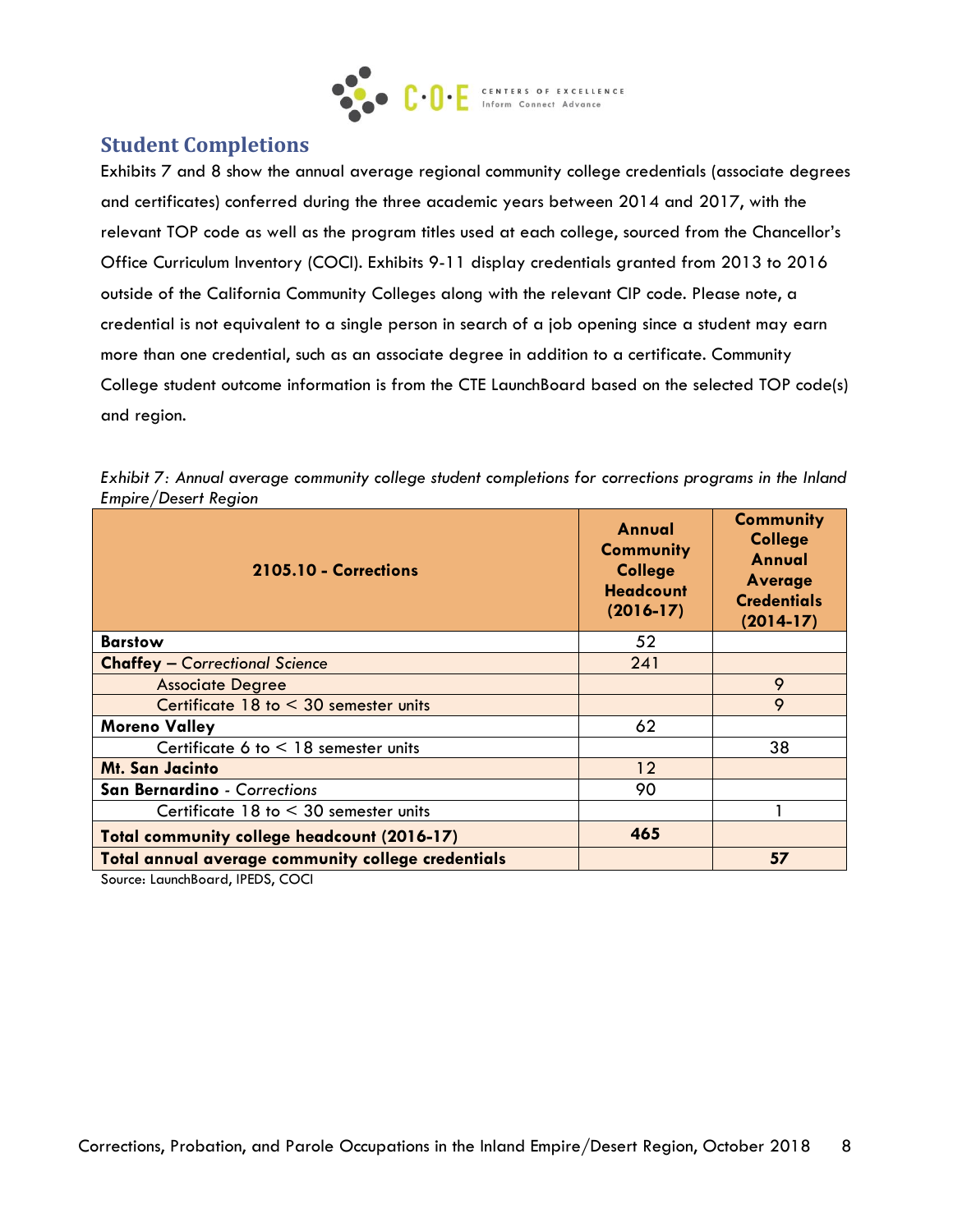## Student Completions

Exhibits 7 and 8 show the annual average regional community college credentials (associate degrees and certificates) conferred during the three academic years between 2014 and 2017, with the relevant TOP code as well as the program titles used at each college, sourced from the Chancellor's Office Curriculum Inventory (COCI). Exhibits 9-11 display credentials granted from 2013 to 2016 outside of the California Community Colleges along with the relevant CIP code. Please note, a credential is not equivalent to a single person in search of a job opening since a student may earn more than one credential, such as an associate degree in addition to a certificate. Community College student outcome information is from the CTE LaunchBoard based on the selected TOP code(s) and region.

*Exhibit 7: Annual average community college student completions for corrections programs in the Inland Empire/Desert Region*

| 2105.10 - Corrections | Annual Community College Headcount (2016-17) | Community College Annual Average Credentials (2014-17) |
|---|---|---|
| **Barstow** | 52 | |
| **Chaffey** – *Correctional Science* | 241 | |
| Associate Degree | | 9 |
| Certificate 18 to < 30 semester units | | 9 |
| **Moreno Valley** | 62 | |
| Certificate 6 to < 18 semester units | | 38 |
| **Mt. San Jacinto** | 12 | |
| **San Bernardino** - *Corrections* | 90 | |
| Certificate 18 to < 30 semester units | | 1 |
| **Total community college headcount (2016-17)** | **465** | |
| **Total annual average community college credentials** | | **57** |

Source: LaunchBoard, IPEDS, COCI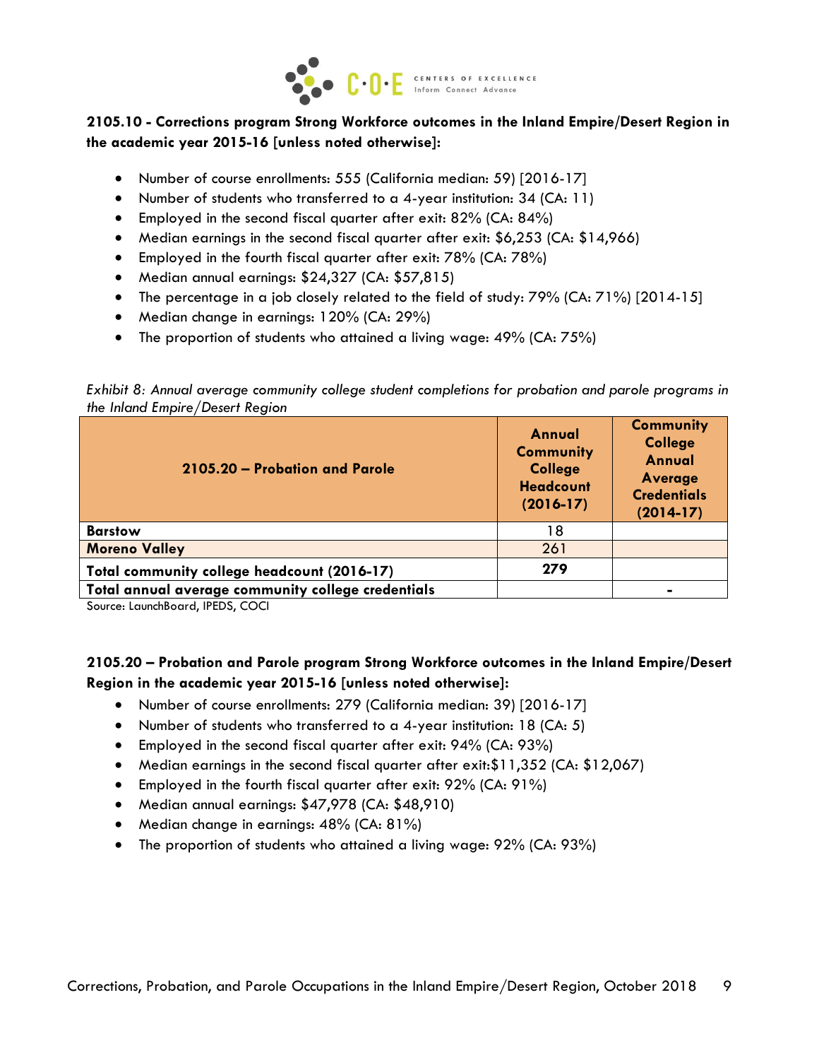**2105.10 - Corrections program Strong Workforce outcomes in the Inland Empire/Desert Region in the academic year 2015-16 [unless noted otherwise]:**

- Number of course enrollments: 555 (California median: 59) [2016-17]
- Number of students who transferred to a 4-year institution: 34 (CA: 11)
- Employed in the second fiscal quarter after exit: 82% (CA: 84%)
- Median earnings in the second fiscal quarter after exit: $6,253 (CA: $14,966)
- Employed in the fourth fiscal quarter after exit: 78% (CA: 78%)
- Median annual earnings: $24,327 (CA: $57,815)
- The percentage in a job closely related to the field of study: 79% (CA: 71%) [2014-15]
- Median change in earnings: 120% (CA: 29%)
- The proportion of students who attained a living wage: 49% (CA: 75%)

*Exhibit 8: Annual average community college student completions for probation and parole programs in the Inland Empire/Desert Region*

| 2105.20 – Probation and Parole | Annual Community College Headcount (2016-17) | Community College Annual Average Credentials (2014-17) |
|---|---|---|
| **Barstow** | 18 | |
| **Moreno Valley** | 261 | |
| **Total community college headcount (2016-17)** | **279** | |
| **Total annual average community college credentials** | | **-** |

Source: LaunchBoard, IPEDS, COCI

**2105.20 – Probation and Parole program Strong Workforce outcomes in the Inland Empire/Desert Region in the academic year 2015-16 [unless noted otherwise]:**

- Number of course enrollments: 279 (California median: 39) [2016-17]
- Number of students who transferred to a 4-year institution: 18 (CA: 5)
- Employed in the second fiscal quarter after exit: 94% (CA: 93%)
- Median earnings in the second fiscal quarter after exit:$11,352 (CA: $12,067)
- Employed in the fourth fiscal quarter after exit: 92% (CA: 91%)
- Median annual earnings: $47,978 (CA: $48,910)
- Median change in earnings: 48% (CA: 81%)
- The proportion of students who attained a living wage: 92% (CA: 93%)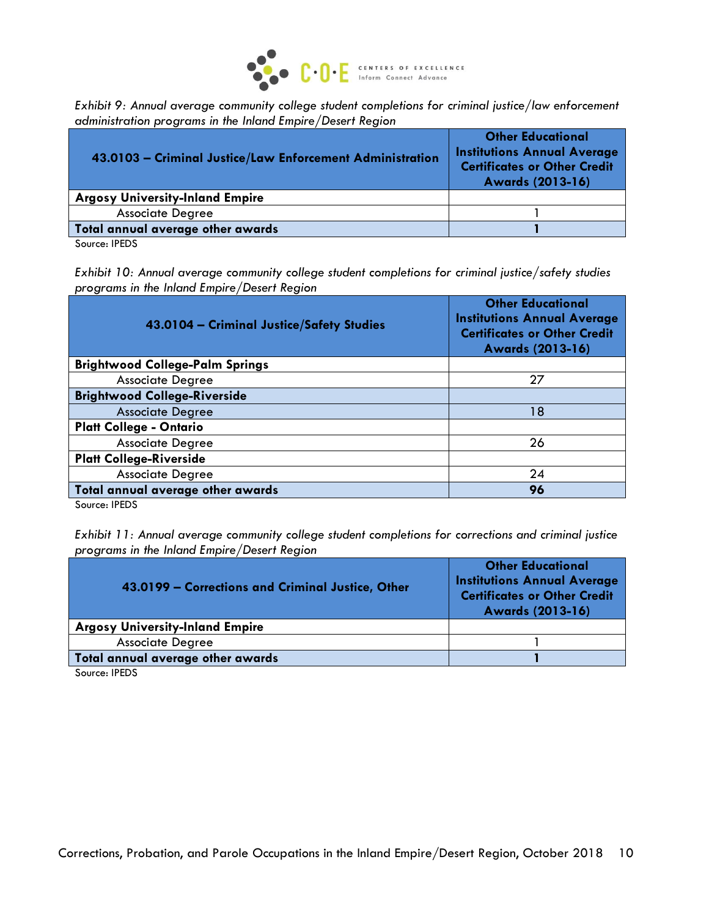*Exhibit 9: Annual average community college student completions for criminal justice/law enforcement administration programs in the Inland Empire/Desert Region*

| 43.0103 – Criminal Justice/Law Enforcement Administration | Other Educational Institutions Annual Average Certificates or Other Credit Awards (2013-16) |
|---|---|
| **Argosy University-Inland Empire** | |
| Associate Degree | 1 |
| **Total annual average other awards** | **1** |

Source: IPEDS

*Exhibit 10: Annual average community college student completions for criminal justice/safety studies programs in the Inland Empire/Desert Region*

| 43.0104 – Criminal Justice/Safety Studies | Other Educational Institutions Annual Average Certificates or Other Credit Awards (2013-16) |
|---|---|
| **Brightwood College-Palm Springs** | |
| Associate Degree | 27 |
| **Brightwood College-Riverside** | |
| Associate Degree | 18 |
| **Platt College - Ontario** | |
| Associate Degree | 26 |
| **Platt College-Riverside** | |
| Associate Degree | 24 |
| **Total annual average other awards** | **96** |

Source: IPEDS

*Exhibit 11: Annual average community college student completions for corrections and criminal justice programs in the Inland Empire/Desert Region*

| 43.0199 – Corrections and Criminal Justice, Other | Other Educational Institutions Annual Average Certificates or Other Credit Awards (2013-16) |
|---|---|
| **Argosy University-Inland Empire** | |
| Associate Degree | 1 |
| **Total annual average other awards** | **1** |

Source: IPEDS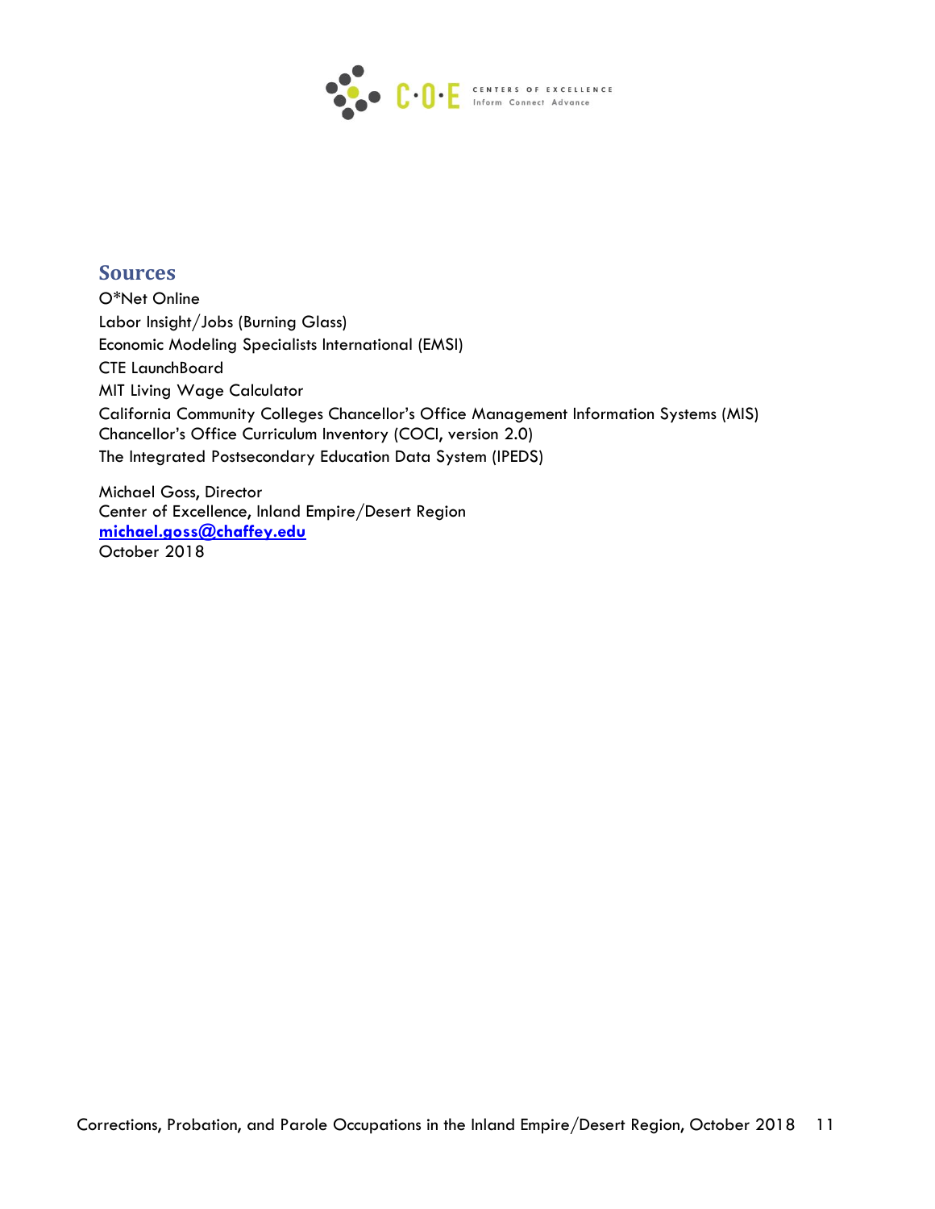## Sources

O*Net Online
Labor Insight/Jobs (Burning Glass)
Economic Modeling Specialists International (EMSI)
CTE LaunchBoard
MIT Living Wage Calculator
California Community Colleges Chancellor's Office Management Information Systems (MIS)
Chancellor's Office Curriculum Inventory (COCI, version 2.0)
The Integrated Postsecondary Education Data System (IPEDS)

Michael Goss, Director
Center of Excellence, Inland Empire/Desert Region
**michael.goss@chaffey.edu**
October 2018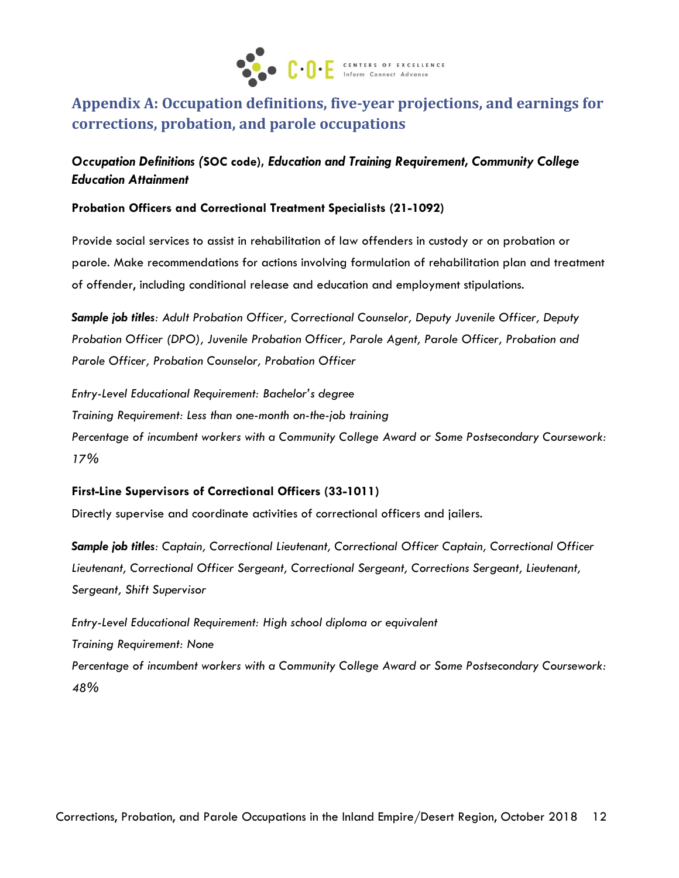## Appendix A: Occupation definitions, five-year projections, and earnings for corrections, probation, and parole occupations

### ***Occupation Definitions (*SOC code*), Education and Training Requirement, Community College Education Attainment***

**Probation Officers and Correctional Treatment Specialists (21-1092)**

Provide social services to assist in rehabilitation of law offenders in custody or on probation or parole. Make recommendations for actions involving formulation of rehabilitation plan and treatment of offender, including conditional release and education and employment stipulations.

***Sample job titles**: Adult Probation Officer, Correctional Counselor, Deputy Juvenile Officer, Deputy Probation Officer (DPO), Juvenile Probation Officer, Parole Agent, Parole Officer, Probation and Parole Officer, Probation Counselor, Probation Officer*

*Entry-Level Educational Requirement: Bachelor's degree*
*Training Requirement: Less than one-month on-the-job training*
*Percentage of incumbent workers with a Community College Award or Some Postsecondary Coursework: 17%*

**First-Line Supervisors of Correctional Officers (33-1011)**

Directly supervise and coordinate activities of correctional officers and jailers.

***Sample job titles**: Captain, Correctional Lieutenant, Correctional Officer Captain, Correctional Officer Lieutenant, Correctional Officer Sergeant, Correctional Sergeant, Corrections Sergeant, Lieutenant, Sergeant, Shift Supervisor*

*Entry-Level Educational Requirement: High school diploma or equivalent*
*Training Requirement: None*
*Percentage of incumbent workers with a Community College Award or Some Postsecondary Coursework: 48%*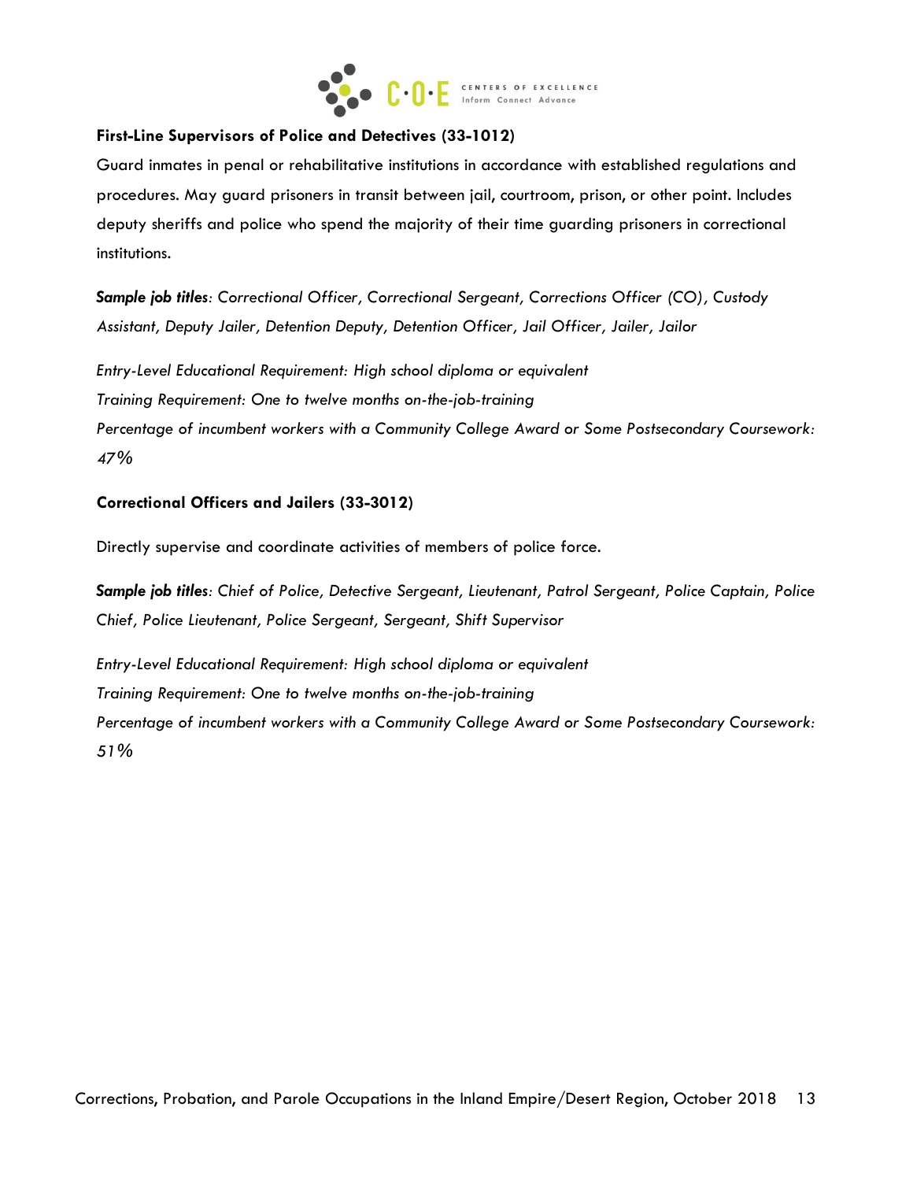**First-Line Supervisors of Police and Detectives (33-1012)**

Guard inmates in penal or rehabilitative institutions in accordance with established regulations and procedures. May guard prisoners in transit between jail, courtroom, prison, or other point. Includes deputy sheriffs and police who spend the majority of their time guarding prisoners in correctional institutions.

***Sample job titles**: Correctional Officer, Correctional Sergeant, Corrections Officer (CO), Custody Assistant, Deputy Jailer, Detention Deputy, Detention Officer, Jail Officer, Jailer, Jailor*

*Entry-Level Educational Requirement: High school diploma or equivalent*
*Training Requirement: One to twelve months on-the-job-training*
*Percentage of incumbent workers with a Community College Award or Some Postsecondary Coursework: 47%*

**Correctional Officers and Jailers (33-3012)**

Directly supervise and coordinate activities of members of police force.

***Sample job titles**: Chief of Police, Detective Sergeant, Lieutenant, Patrol Sergeant, Police Captain, Police Chief, Police Lieutenant, Police Sergeant, Sergeant, Shift Supervisor*

*Entry-Level Educational Requirement: High school diploma or equivalent*
*Training Requirement: One to twelve months on-the-job-training*
*Percentage of incumbent workers with a Community College Award or Some Postsecondary Coursework: 51%*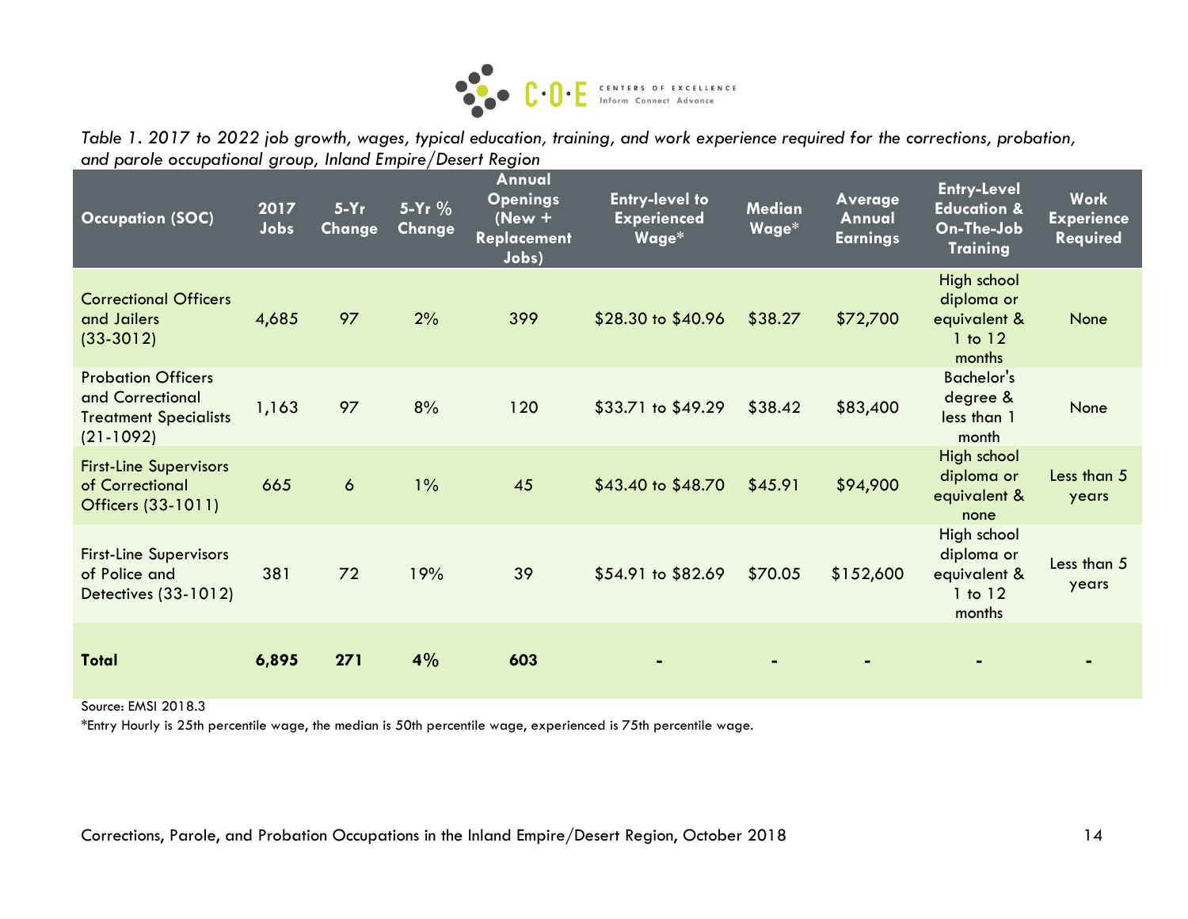*Table 1. 2017 to 2022 job growth, wages, typical education, training, and work experience required for the corrections, probation, and parole occupational group, Inland Empire/Desert Region*

| Occupation (SOC) | 2017 Jobs | 5-Yr Change | 5-Yr % Change | Annual Openings (New + Replacement Jobs) | Entry-level to Experienced Wage* | Median Wage* | Average Annual Earnings | Entry-Level Education & On-The-Job Training | Work Experience Required |
|---|---|---|---|---|---|---|---|---|---|
| Correctional Officers and Jailers (33-3012) | 4,685 | 97 | 2% | 399 | $28.30 to $40.96 | $38.27 | $72,700 | High school diploma or equivalent & 1 to 12 months | None |
| Probation Officers and Correctional Treatment Specialists (21-1092) | 1,163 | 97 | 8% | 120 | $33.71 to $49.29 | $38.42 | $83,400 | Bachelor's degree & less than 1 month | None |
| First-Line Supervisors of Correctional Officers (33-1011) | 665 | 6 | 1% | 45 | $43.40 to $48.70 | $45.91 | $94,900 | High school diploma or equivalent & none | Less than 5 years |
| First-Line Supervisors of Police and Detectives (33-1012) | 381 | 72 | 19% | 39 | $54.91 to $82.69 | $70.05 | $152,600 | High school diploma or equivalent & 1 to 12 months | Less than 5 years |
| **Total** | **6,895** | **271** | **4%** | **603** | - | - | - | - | - |

Source: EMSI 2018.3

*Entry Hourly is 25th percentile wage, the median is 50th percentile wage, experienced is 75th percentile wage.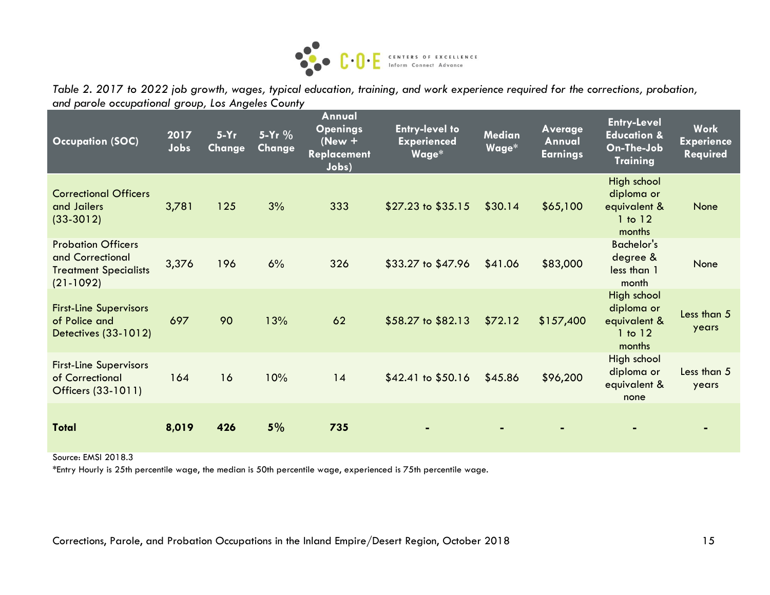*Table 2. 2017 to 2022 job growth, wages, typical education, training, and work experience required for the corrections, probation, and parole occupational group, Los Angeles County*

| Occupation (SOC) | 2017 Jobs | 5-Yr Change | 5-Yr % Change | Annual Openings (New + Replacement Jobs) | Entry-level to Experienced Wage* | Median Wage* | Average Annual Earnings | Entry-Level Education & On-The-Job Training | Work Experience Required |
|---|---|---|---|---|---|---|---|---|---|
| Correctional Officers and Jailers (33-3012) | 3,781 | 125 | 3% | 333 | $27.23 to $35.15 | $30.14 | $65,100 | High school diploma or equivalent & 1 to 12 months | None |
| Probation Officers and Correctional Treatment Specialists (21-1092) | 3,376 | 196 | 6% | 326 | $33.27 to $47.96 | $41.06 | $83,000 | Bachelor's degree & less than 1 month | None |
| First-Line Supervisors of Police and Detectives (33-1012) | 697 | 90 | 13% | 62 | $58.27 to $82.13 | $72.12 | $157,400 | High school diploma or equivalent & 1 to 12 months | Less than 5 years |
| First-Line Supervisors of Correctional Officers (33-1011) | 164 | 16 | 10% | 14 | $42.41 to $50.16 | $45.86 | $96,200 | High school diploma or equivalent & none | Less than 5 years |
| **Total** | **8,019** | **426** | **5%** | **735** | - | - | - | - | - |

Source: EMSI 2018.3

*Entry Hourly is 25th percentile wage, the median is 50th percentile wage, experienced is 75th percentile wage.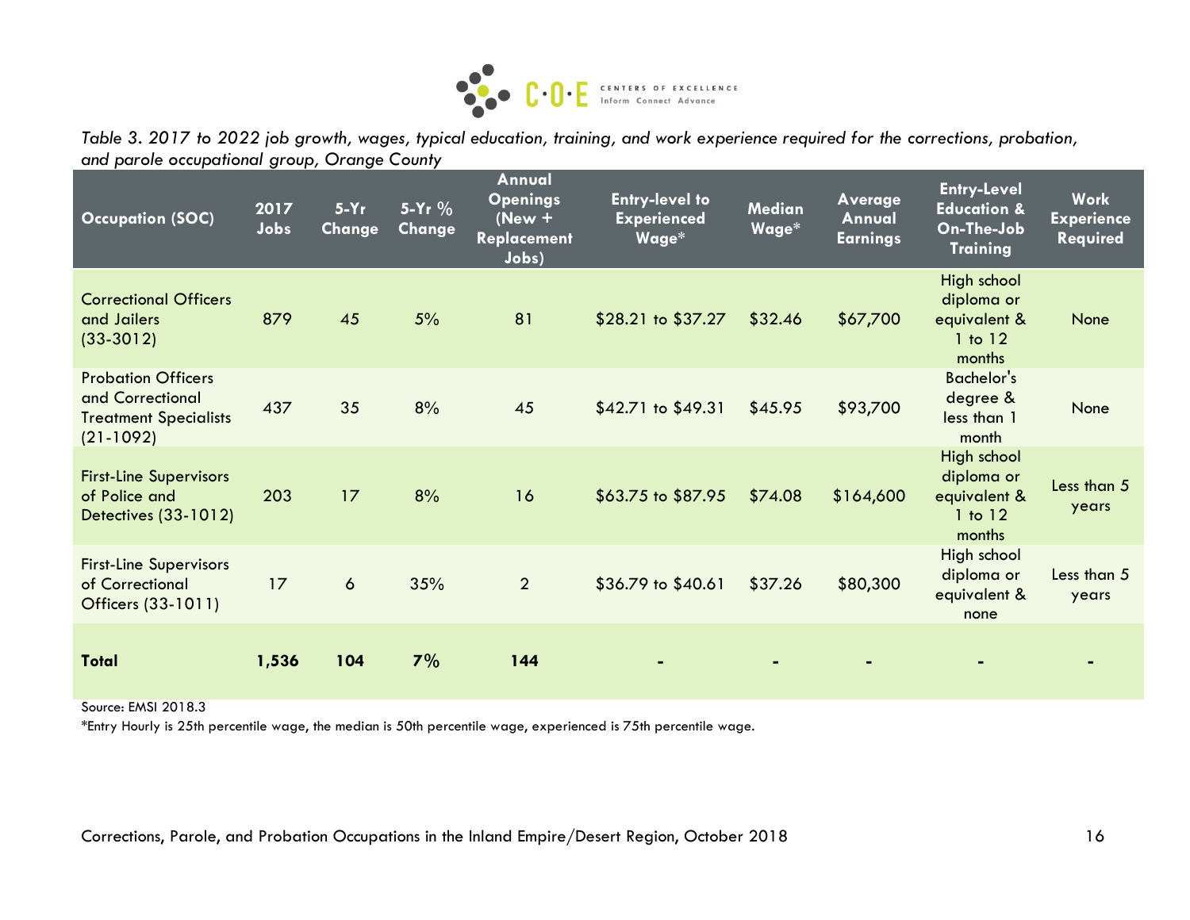*Table 3. 2017 to 2022 job growth, wages, typical education, training, and work experience required for the corrections, probation, and parole occupational group, Orange County*

| Occupation (SOC) | 2017 Jobs | 5-Yr Change | 5-Yr % Change | Annual Openings (New + Replacement Jobs) | Entry-level to Experienced Wage* | Median Wage* | Average Annual Earnings | Entry-Level Education & On-The-Job Training | Work Experience Required |
|---|---|---|---|---|---|---|---|---|---|
| Correctional Officers and Jailers (33-3012) | 879 | 45 | 5% | 81 | $28.21 to $37.27 | $32.46 | $67,700 | High school diploma or equivalent & 1 to 12 months | None |
| Probation Officers and Correctional Treatment Specialists (21-1092) | 437 | 35 | 8% | 45 | $42.71 to $49.31 | $45.95 | $93,700 | Bachelor's degree & less than 1 month | None |
| First-Line Supervisors of Police and Detectives (33-1012) | 203 | 17 | 8% | 16 | $63.75 to $87.95 | $74.08 | $164,600 | High school diploma or equivalent & 1 to 12 months | Less than 5 years |
| First-Line Supervisors of Correctional Officers (33-1011) | 17 | 6 | 35% | 2 | $36.79 to $40.61 | $37.26 | $80,300 | High school diploma or equivalent & none | Less than 5 years |
| **Total** | **1,536** | **104** | **7%** | **144** | - | - | - | - | - |

Source: EMSI 2018.3

*Entry Hourly is 25th percentile wage, the median is 50th percentile wage, experienced is 75th percentile wage.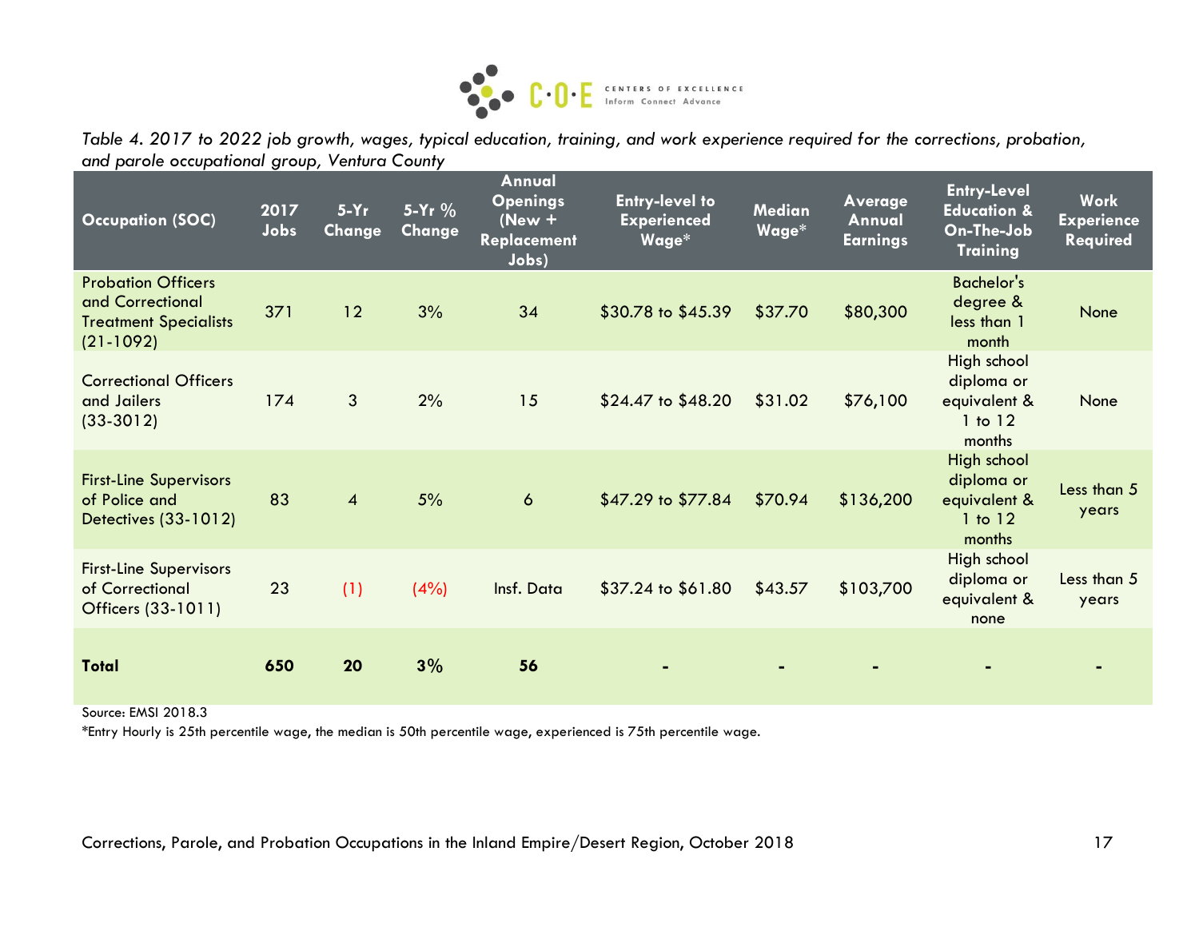*Table 4. 2017 to 2022 job growth, wages, typical education, training, and work experience required for the corrections, probation, and parole occupational group, Ventura County*

| Occupation (SOC) | 2017 Jobs | 5-Yr Change | 5-Yr % Change | Annual Openings (New + Replacement Jobs) | Entry-level to Experienced Wage* | Median Wage* | Average Annual Earnings | Entry-Level Education & On-The-Job Training | Work Experience Required |
|---|---|---|---|---|---|---|---|---|---|
| Probation Officers and Correctional Treatment Specialists (21-1092) | 371 | 12 | 3% | 34 | $30.78 to $45.39 | $37.70 | $80,300 | Bachelor's degree & less than 1 month | None |
| Correctional Officers and Jailers (33-3012) | 174 | 3 | 2% | 15 | $24.47 to $48.20 | $31.02 | $76,100 | High school diploma or equivalent & 1 to 12 months | None |
| First-Line Supervisors of Police and Detectives (33-1012) | 83 | 4 | 5% | 6 | $47.29 to $77.84 | $70.94 | $136,200 | High school diploma or equivalent & 1 to 12 months | Less than 5 years |
| First-Line Supervisors of Correctional Officers (33-1011) | 23 | (1) | (4%) | Insf. Data | $37.24 to $61.80 | $43.57 | $103,700 | High school diploma or equivalent & none | Less than 5 years |
| **Total** | **650** | **20** | **3%** | **56** | - | - | - | - | - |

Source: EMSI 2018.3

*Entry Hourly is 25th percentile wage, the median is 50th percentile wage, experienced is 75th percentile wage.